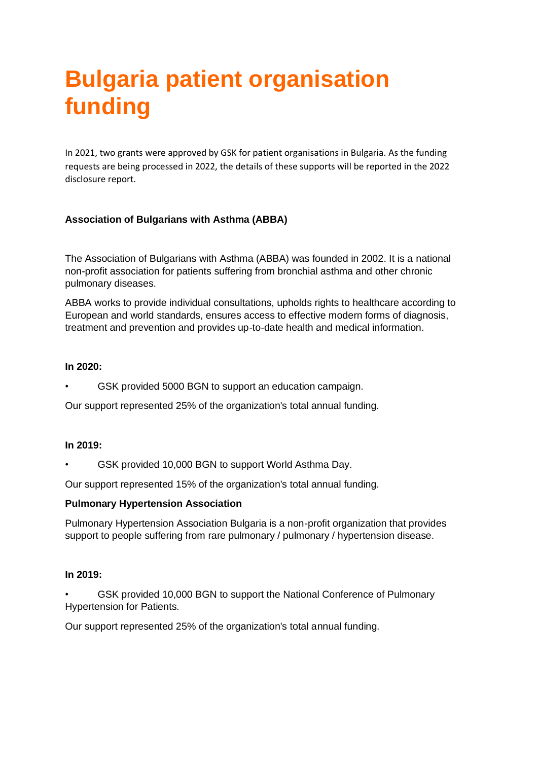# Bulgaria patient organisation funding

In 2021, two grants were approved by GSK for patient organisations in Bulgaria. As the funding requests are being processed in 2022, the details of these supports will be reported in the 2022 disclosure report.

**Association of Bulgarians with Asthma (ABBA)**

The Association of Bulgarians with Asthma (ABBA) was founded in 2002. It is a national non-profit association for patients suffering from bronchial asthma and other chronic pulmonary diseases.

ABBA works to provide individual consultations, upholds rights to healthcare according to European and world standards, ensures access to effective modern forms of diagnosis, treatment and prevention and provides up-to-date health and medical information.

**In 2020:**

- GSK provided 5000 BGN to support an education campaign.

Our support represented 25% of the organization's total annual funding.

**In 2019:**

- GSK provided 10,000 BGN to support World Asthma Day.

Our support represented 15% of the organization's total annual funding.

**Pulmonary Hypertension Association**

Pulmonary Hypertension Association Bulgaria is a non-profit organization that provides support to people suffering from rare pulmonary / pulmonary / hypertension disease.

**In 2019:**

- GSK provided 10,000 BGN to support the National Conference of Pulmonary Hypertension for Patients.

Our support represented 25% of the organization's total annual funding.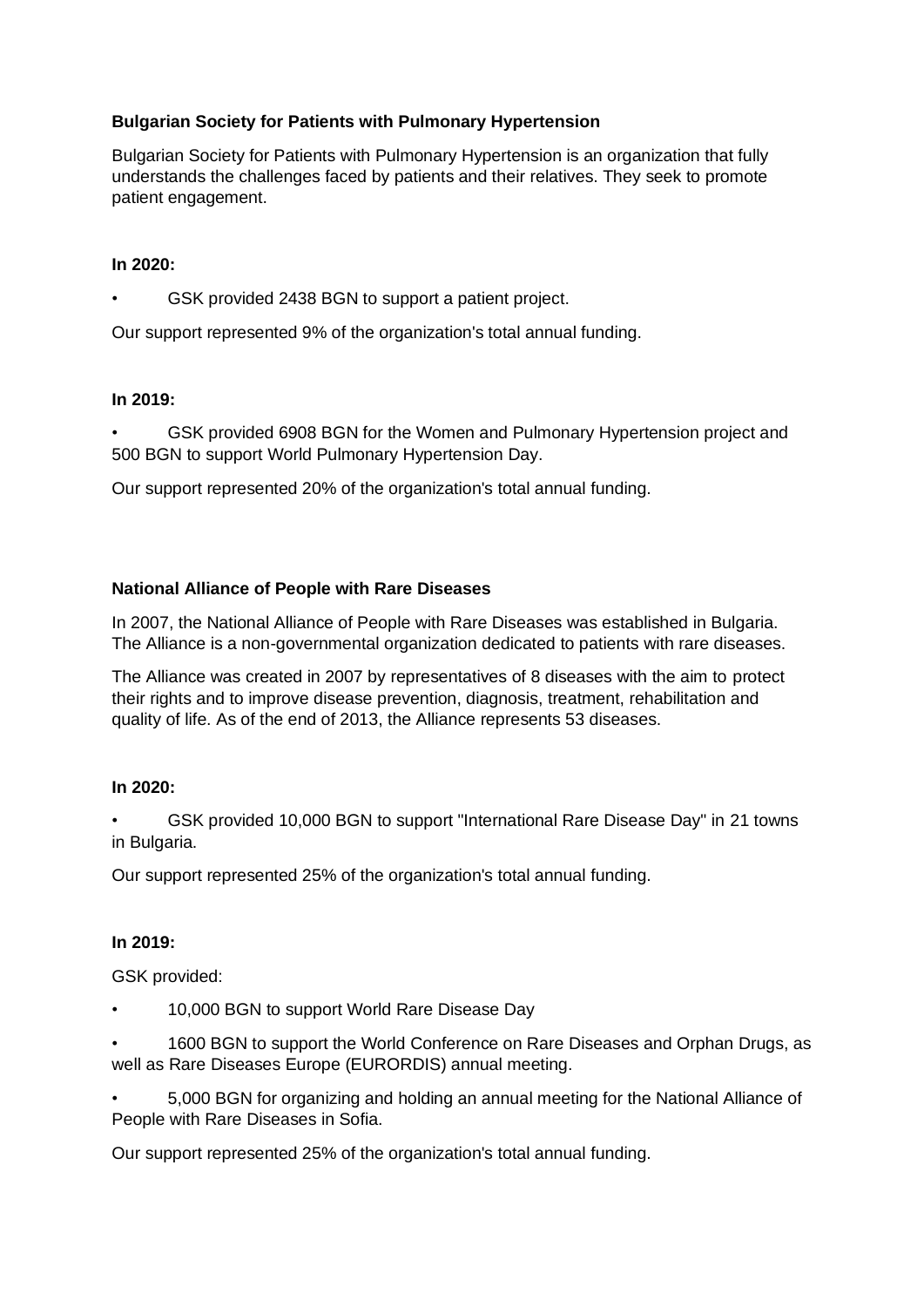**Bulgarian Society for Patients with Pulmonary Hypertension**

Bulgarian Society for Patients with Pulmonary Hypertension is an organization that fully understands the challenges faced by patients and their relatives. They seek to promote patient engagement.

**In 2020:**

- GSK provided 2438 BGN to support a patient project.

Our support represented 9% of the organization's total annual funding.

**In 2019:**

- GSK provided 6908 BGN for the Women and Pulmonary Hypertension project and 500 BGN to support World Pulmonary Hypertension Day.

Our support represented 20% of the organization's total annual funding.

**National Alliance of People with Rare Diseases**

In 2007, the National Alliance of People with Rare Diseases was established in Bulgaria. The Alliance is a non-governmental organization dedicated to patients with rare diseases.

The Alliance was created in 2007 by representatives of 8 diseases with the aim to protect their rights and to improve disease prevention, diagnosis, treatment, rehabilitation and quality of life. As of the end of 2013, the Alliance represents 53 diseases.

**In 2020:**

- GSK provided 10,000 BGN to support "International Rare Disease Day" in 21 towns in Bulgaria.

Our support represented 25% of the organization's total annual funding.

**In 2019:**

GSK provided:

- 10,000 BGN to support World Rare Disease Day
- 1600 BGN to support the World Conference on Rare Diseases and Orphan Drugs, as well as Rare Diseases Europe (EURORDIS) annual meeting.
- 5,000 BGN for organizing and holding an annual meeting for the National Alliance of People with Rare Diseases in Sofia.

Our support represented 25% of the organization's total annual funding.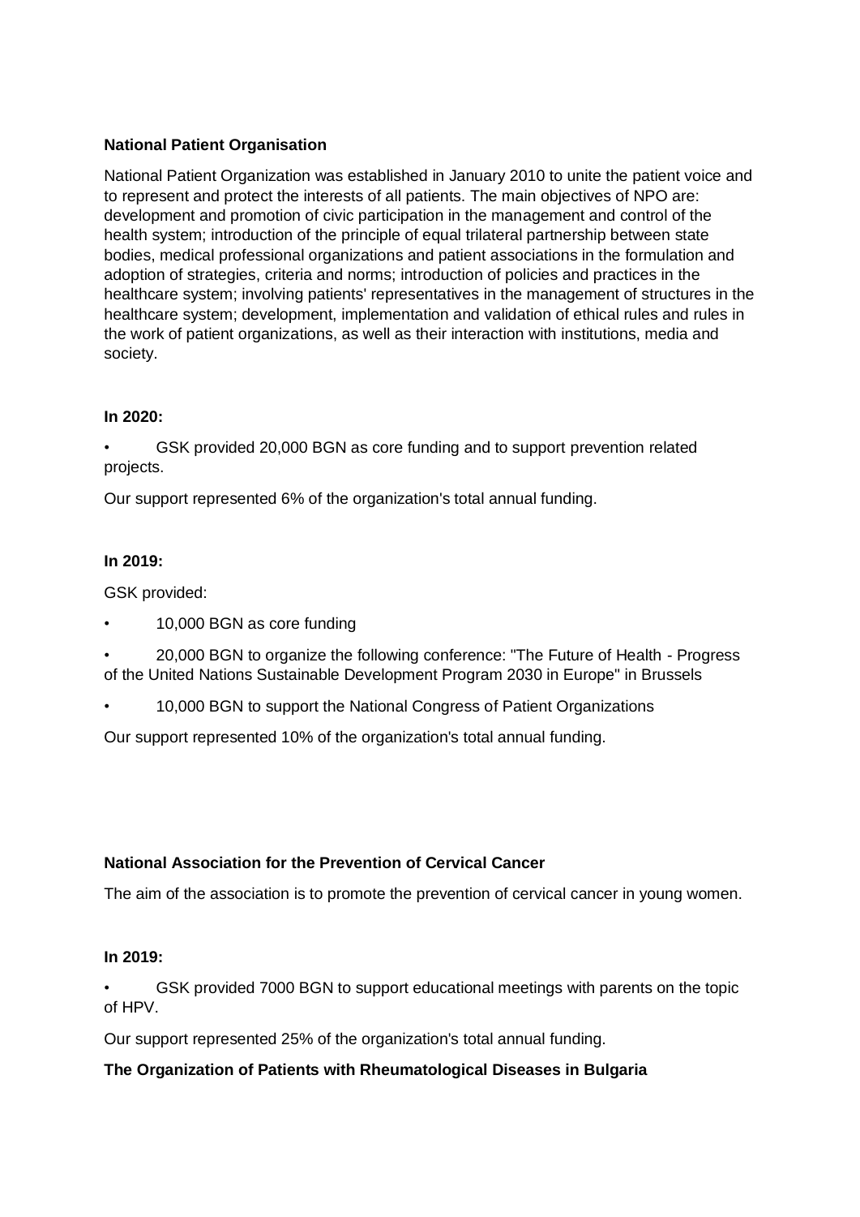**National Patient Organisation**

National Patient Organization was established in January 2010 to unite the patient voice and to represent and protect the interests of all patients. The main objectives of NPO are: development and promotion of civic participation in the management and control of the health system; introduction of the principle of equal trilateral partnership between state bodies, medical professional organizations and patient associations in the formulation and adoption of strategies, criteria and norms; introduction of policies and practices in the healthcare system; involving patients' representatives in the management of structures in the healthcare system; development, implementation and validation of ethical rules and rules in the work of patient organizations, as well as their interaction with institutions, media and society.

**In 2020:**

- GSK provided 20,000 BGN as core funding and to support prevention related projects.

Our support represented 6% of the organization's total annual funding.

**In 2019:**

GSK provided:

- 10,000 BGN as core funding
- 20,000 BGN to organize the following conference: "The Future of Health - Progress of the United Nations Sustainable Development Program 2030 in Europe" in Brussels
- 10,000 BGN to support the National Congress of Patient Organizations

Our support represented 10% of the organization's total annual funding.

**National Association for the Prevention of Cervical Cancer**

The aim of the association is to promote the prevention of cervical cancer in young women.

**In 2019:**

- GSK provided 7000 BGN to support educational meetings with parents on the topic of HPV.

Our support represented 25% of the organization's total annual funding.

**The Organization of Patients with Rheumatological Diseases in Bulgaria**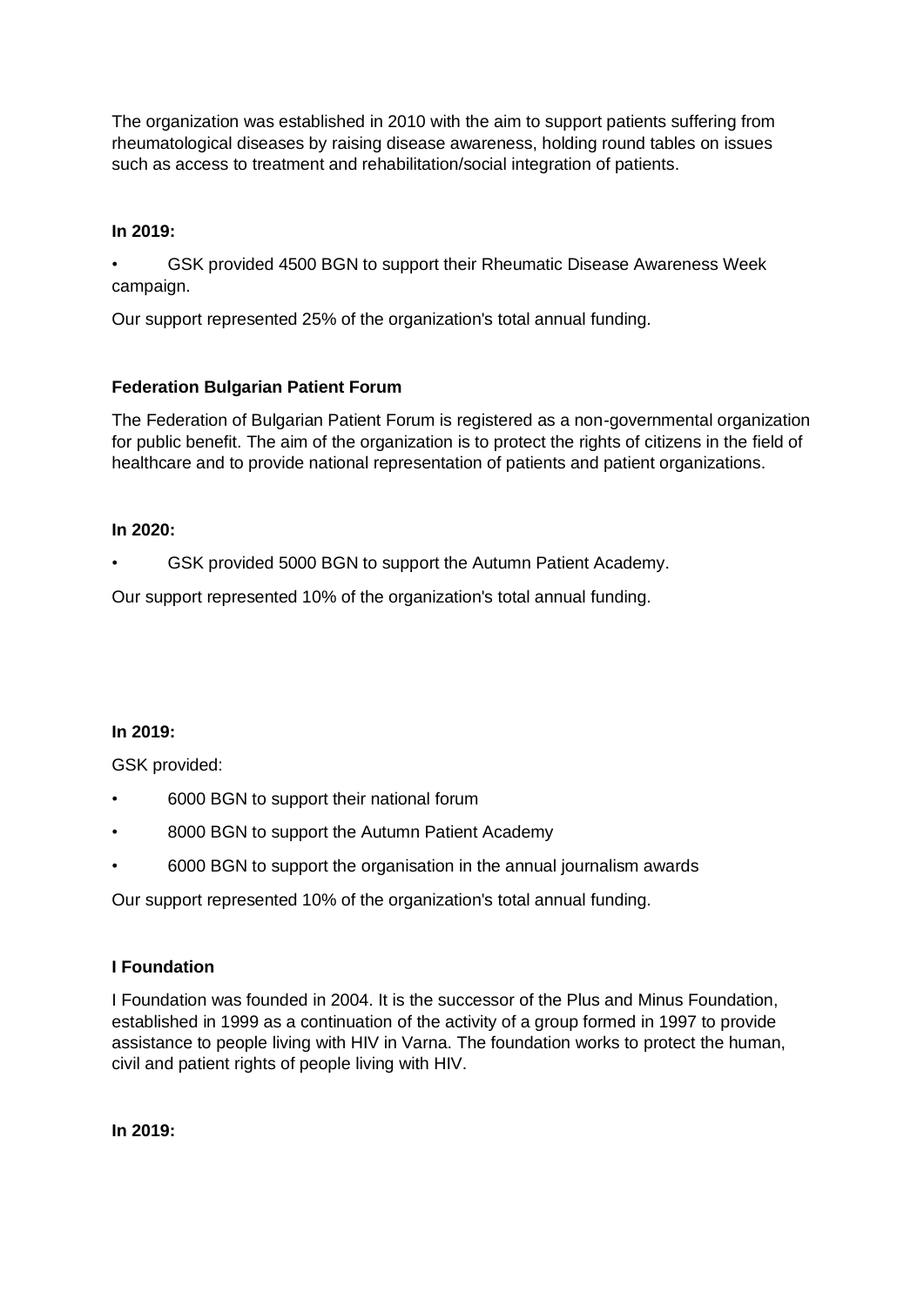The organization was established in 2010 with the aim to support patients suffering from rheumatological diseases by raising disease awareness, holding round tables on issues such as access to treatment and rehabilitation/social integration of patients.

**In 2019:**

- GSK provided 4500 BGN to support their Rheumatic Disease Awareness Week campaign.

Our support represented 25% of the organization's total annual funding.

**Federation Bulgarian Patient Forum**

The Federation of Bulgarian Patient Forum is registered as a non-governmental organization for public benefit. The aim of the organization is to protect the rights of citizens in the field of healthcare and to provide national representation of patients and patient organizations.

**In 2020:**

- GSK provided 5000 BGN to support the Autumn Patient Academy.

Our support represented 10% of the organization's total annual funding.

**In 2019:**

GSK provided:

- 6000 BGN to support their national forum
- 8000 BGN to support the Autumn Patient Academy
- 6000 BGN to support the organisation in the annual journalism awards

Our support represented 10% of the organization's total annual funding.

**I Foundation**

I Foundation was founded in 2004. It is the successor of the Plus and Minus Foundation, established in 1999 as a continuation of the activity of a group formed in 1997 to provide assistance to people living with HIV in Varna. The foundation works to protect the human, civil and patient rights of people living with HIV.

**In 2019:**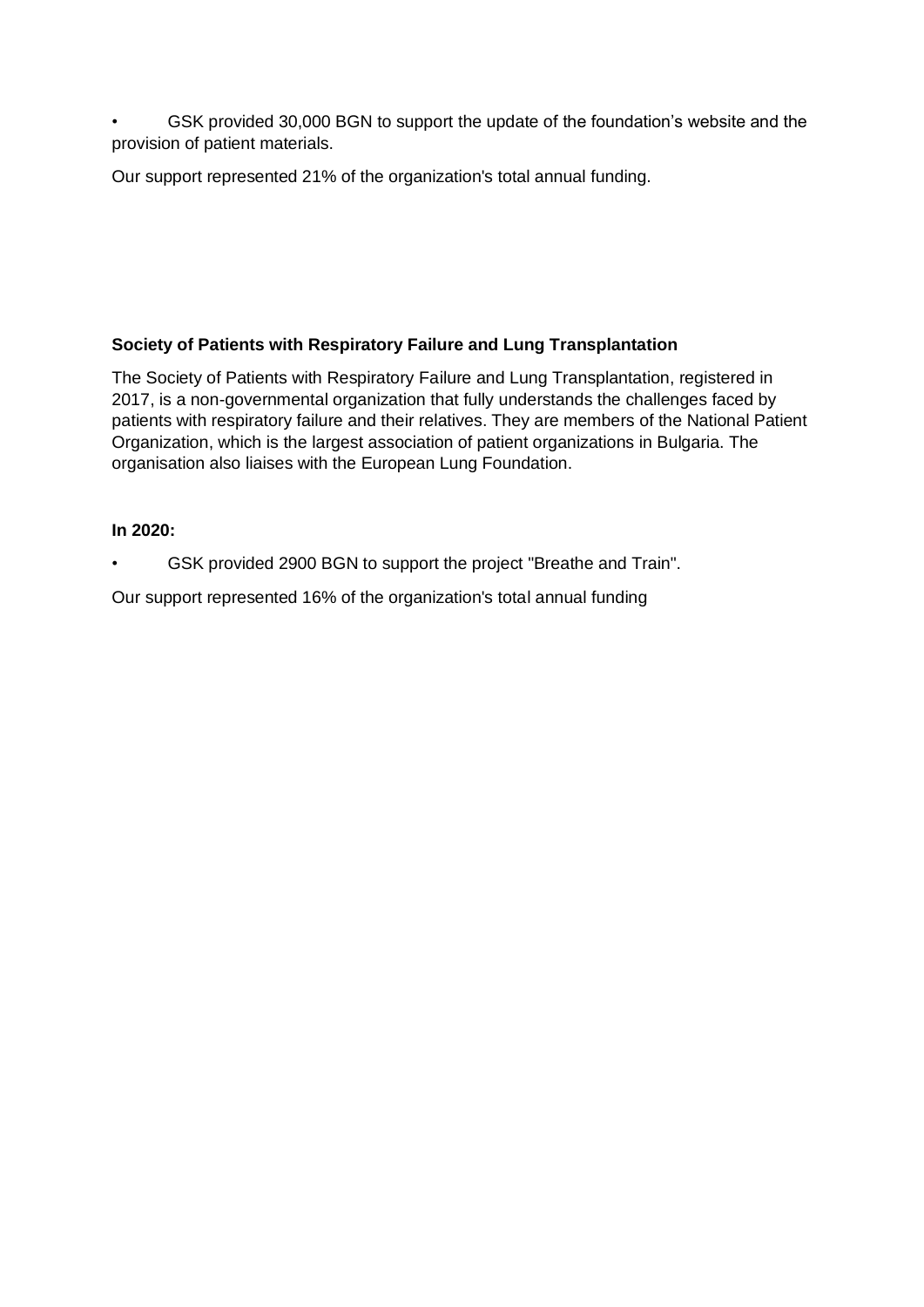- GSK provided 30,000 BGN to support the update of the foundation’s website and the provision of patient materials.

Our support represented 21% of the organization's total annual funding.

**Society of Patients with Respiratory Failure and Lung Transplantation**

The Society of Patients with Respiratory Failure and Lung Transplantation, registered in 2017, is a non-governmental organization that fully understands the challenges faced by patients with respiratory failure and their relatives. They are members of the National Patient Organization, which is the largest association of patient organizations in Bulgaria. The organisation also liaises with the European Lung Foundation.

**In 2020:**

- GSK provided 2900 BGN to support the project "Breathe and Train".

Our support represented 16% of the organization's total annual funding